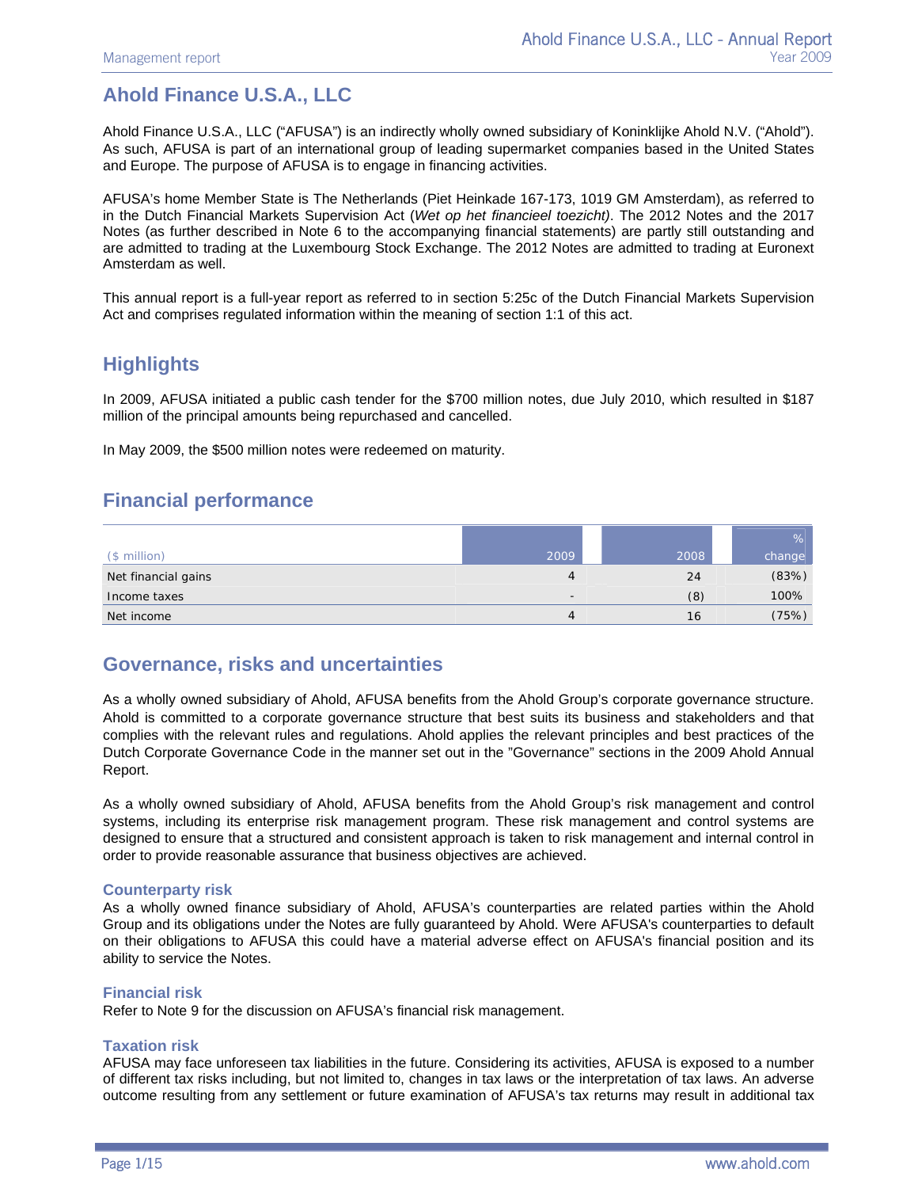# Ahold Finance U.S.A., LLC

Ahold Finance U.S.A., LLC ("AFUSA") is an indirectly wholly owned subsidiary of Koninklijke Ahold N.V. ("Ahold"). As such, AFUSA is part of an international group of leading supermarket companies based in the United States and Europe. The purpose of AFUSA is to engage in financing activities.

AFUSA's home Member State is The Netherlands (Piet Heinkade 167-173, 1019 GM Amsterdam), as referred to in the Dutch Financial Markets Supervision Act (*Wet op het financieel toezicht)*. The 2012 Notes and the 2017 Notes (as further described in Note 6 to the accompanying financial statements) are partly still outstanding and are admitted to trading at the Luxembourg Stock Exchange. The 2012 Notes are admitted to trading at Euronext Amsterdam as well.

This annual report is a full-year report as referred to in section 5:25c of the Dutch Financial Markets Supervision Act and comprises regulated information within the meaning of section 1:1 of this act.

## Highlights

In 2009, AFUSA initiated a public cash tender for the $700 million notes, due July 2010, which resulted in $187 million of the principal amounts being repurchased and cancelled.

In May 2009, the $500 million notes were redeemed on maturity.

## Financial performance

| ($ million) | 2009 | 2008 | % change |
|---|---|---|---|
| Net financial gains | 4 | 24 | (83%) |
| Income taxes | - | (8) | 100% |
| Net income | 4 | 16 | (75%) |

## Governance, risks and uncertainties

As a wholly owned subsidiary of Ahold, AFUSA benefits from the Ahold Group's corporate governance structure. Ahold is committed to a corporate governance structure that best suits its business and stakeholders and that complies with the relevant rules and regulations. Ahold applies the relevant principles and best practices of the Dutch Corporate Governance Code in the manner set out in the "Governance" sections in the 2009 Ahold Annual Report.

As a wholly owned subsidiary of Ahold, AFUSA benefits from the Ahold Group's risk management and control systems, including its enterprise risk management program. These risk management and control systems are designed to ensure that a structured and consistent approach is taken to risk management and internal control in order to provide reasonable assurance that business objectives are achieved.

### Counterparty risk

As a wholly owned finance subsidiary of Ahold, AFUSA's counterparties are related parties within the Ahold Group and its obligations under the Notes are fully guaranteed by Ahold. Were AFUSA's counterparties to default on their obligations to AFUSA this could have a material adverse effect on AFUSA's financial position and its ability to service the Notes.

### Financial risk

Refer to Note 9 for the discussion on AFUSA's financial risk management.

### Taxation risk

AFUSA may face unforeseen tax liabilities in the future. Considering its activities, AFUSA is exposed to a number of different tax risks including, but not limited to, changes in tax laws or the interpretation of tax laws. An adverse outcome resulting from any settlement or future examination of AFUSA's tax returns may result in additional tax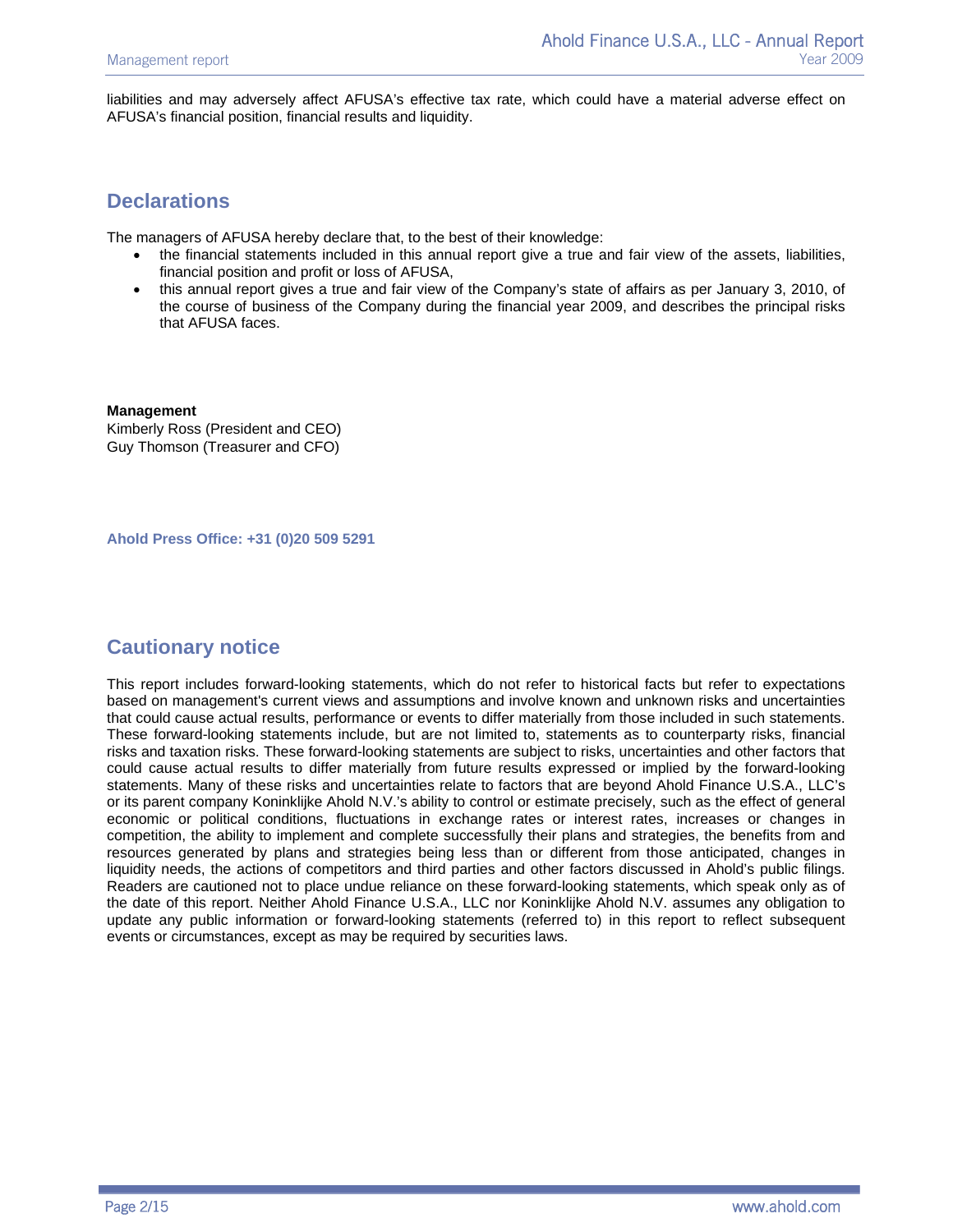liabilities and may adversely affect AFUSA's effective tax rate, which could have a material adverse effect on AFUSA's financial position, financial results and liquidity.

## Declarations

The managers of AFUSA hereby declare that, to the best of their knowledge:

- the financial statements included in this annual report give a true and fair view of the assets, liabilities, financial position and profit or loss of AFUSA,
- this annual report gives a true and fair view of the Company's state of affairs as per January 3, 2010, of the course of business of the Company during the financial year 2009, and describes the principal risks that AFUSA faces.

**Management**
Kimberly Ross (President and CEO)
Guy Thomson (Treasurer and CFO)

**Ahold Press Office: +31 (0)20 509 5291**

## Cautionary notice

This report includes forward-looking statements, which do not refer to historical facts but refer to expectations based on management's current views and assumptions and involve known and unknown risks and uncertainties that could cause actual results, performance or events to differ materially from those included in such statements. These forward-looking statements include, but are not limited to, statements as to counterparty risks, financial risks and taxation risks. These forward-looking statements are subject to risks, uncertainties and other factors that could cause actual results to differ materially from future results expressed or implied by the forward-looking statements. Many of these risks and uncertainties relate to factors that are beyond Ahold Finance U.S.A., LLC's or its parent company Koninklijke Ahold N.V.'s ability to control or estimate precisely, such as the effect of general economic or political conditions, fluctuations in exchange rates or interest rates, increases or changes in competition, the ability to implement and complete successfully their plans and strategies, the benefits from and resources generated by plans and strategies being less than or different from those anticipated, changes in liquidity needs, the actions of competitors and third parties and other factors discussed in Ahold's public filings. Readers are cautioned not to place undue reliance on these forward-looking statements, which speak only as of the date of this report. Neither Ahold Finance U.S.A., LLC nor Koninklijke Ahold N.V. assumes any obligation to update any public information or forward-looking statements (referred to) in this report to reflect subsequent events or circumstances, except as may be required by securities laws.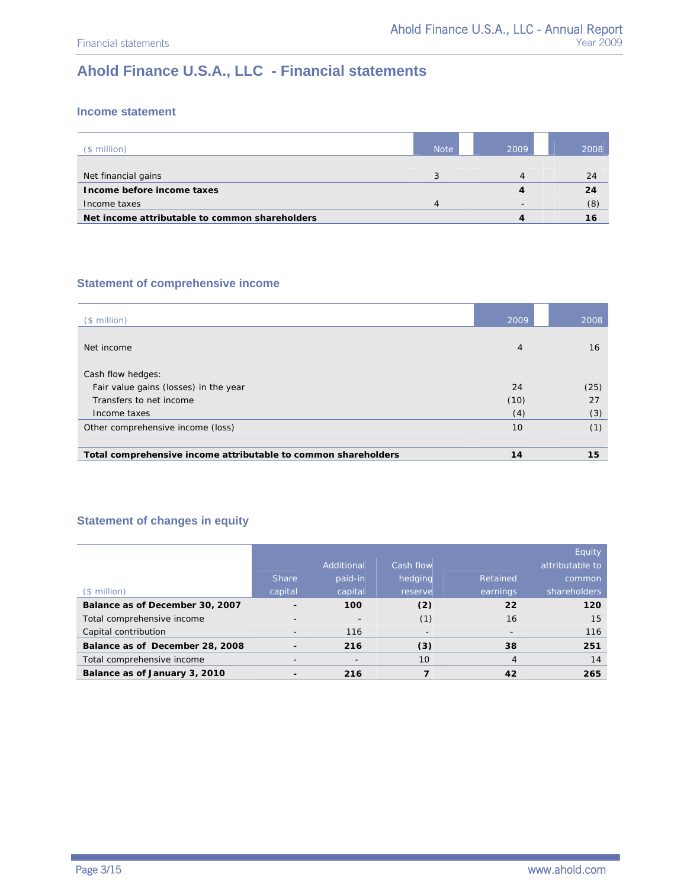# Ahold Finance U.S.A., LLC - Financial statements

## Income statement

| ($ million) | Note | 2009 | 2008 |
|---|---|---|---|
| Net financial gains | 3 | 4 | 24 |
| **Income before income taxes** | | **4** | **24** |
| Income taxes | 4 | - | (8) |
| **Net income attributable to common shareholders** | | **4** | **16** |

## Statement of comprehensive income

| ($ million) | 2009 | 2008 |
|---|---|---|
| Net income | 4 | 16 |
| Cash flow hedges: | | |
| Fair value gains (losses) in the year | 24 | (25) |
| Transfers to net income | (10) | 27 |
| Income taxes | (4) | (3) |
| Other comprehensive income (loss) | 10 | (1) |
| **Total comprehensive income attributable to common shareholders** | **14** | **15** |

## Statement of changes in equity

| ($ million) | Share capital | Additional paid-in capital | Cash flow hedging reserve | Retained earnings | Equity attributable to common shareholders |
|---|---|---|---|---|---|
| **Balance as of December 30, 2007** | **-** | **100** | **(2)** | **22** | **120** |
| Total comprehensive income | - | - | (1) | 16 | 15 |
| Capital contribution | - | 116 | - | - | 116 |
| **Balance as of December 28, 2008** | **-** | **216** | **(3)** | **38** | **251** |
| Total comprehensive income | - | - | 10 | 4 | 14 |
| **Balance as of January 3, 2010** | **-** | **216** | **7** | **42** | **265** |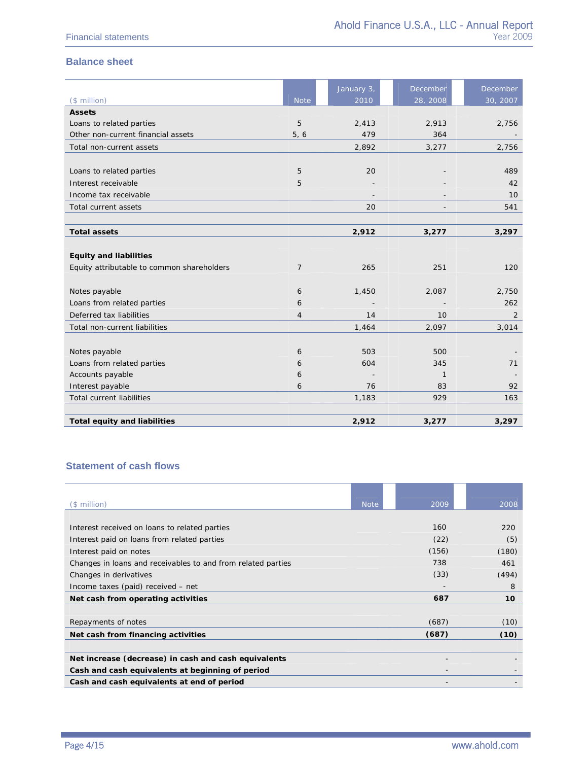## Balance sheet

| ($ million) | Note | January 3, 2010 | December 28, 2008 | December 30, 2007 |
|---|---|---|---|---|
| **Assets** | | | | |
| Loans to related parties | 5 | 2,413 | 2,913 | 2,756 |
| Other non-current financial assets | 5, 6 | 479 | 364 | - |
| Total non-current assets | | 2,892 | 3,277 | 2,756 |
| | | | | |
| Loans to related parties | 5 | 20 | - | 489 |
| Interest receivable | 5 | - | - | 42 |
| Income tax receivable | | - | - | 10 |
| Total current assets | | 20 | - | 541 |
| | | | | |
| **Total assets** | | **2,912** | **3,277** | **3,297** |
| | | | | |
| **Equity and liabilities** | | | | |
| Equity attributable to common shareholders | 7 | 265 | 251 | 120 |
| | | | | |
| Notes payable | 6 | 1,450 | 2,087 | 2,750 |
| Loans from related parties | 6 | - | - | 262 |
| Deferred tax liabilities | 4 | 14 | 10 | 2 |
| Total non-current liabilities | | 1,464 | 2,097 | 3,014 |
| | | | | |
| Notes payable | 6 | 503 | 500 | - |
| Loans from related parties | 6 | 604 | 345 | 71 |
| Accounts payable | 6 | - | 1 | - |
| Interest payable | 6 | 76 | 83 | 92 |
| Total current liabilities | | 1,183 | 929 | 163 |
| | | | | |
| **Total equity and liabilities** | | **2,912** | **3,277** | **3,297** |

## Statement of cash flows

| ($ million) | Note | 2009 | 2008 |
|---|---|---|---|
| Interest received on loans to related parties | | 160 | 220 |
| Interest paid on loans from related parties | | (22) | (5) |
| Interest paid on notes | | (156) | (180) |
| Changes in loans and receivables to and from related parties | | 738 | 461 |
| Changes in derivatives | | (33) | (494) |
| Income taxes (paid) received – net | | - | 8 |
| **Net cash from operating activities** | | **687** | **10** |
| | | | |
| Repayments of notes | | (687) | (10) |
| **Net cash from financing activities** | | **(687)** | **(10)** |
| | | | |
| **Net increase (decrease) in cash and cash equivalents** | | - | - |
| **Cash and cash equivalents at beginning of period** | | - | - |
| **Cash and cash equivalents at end of period** | | - | - |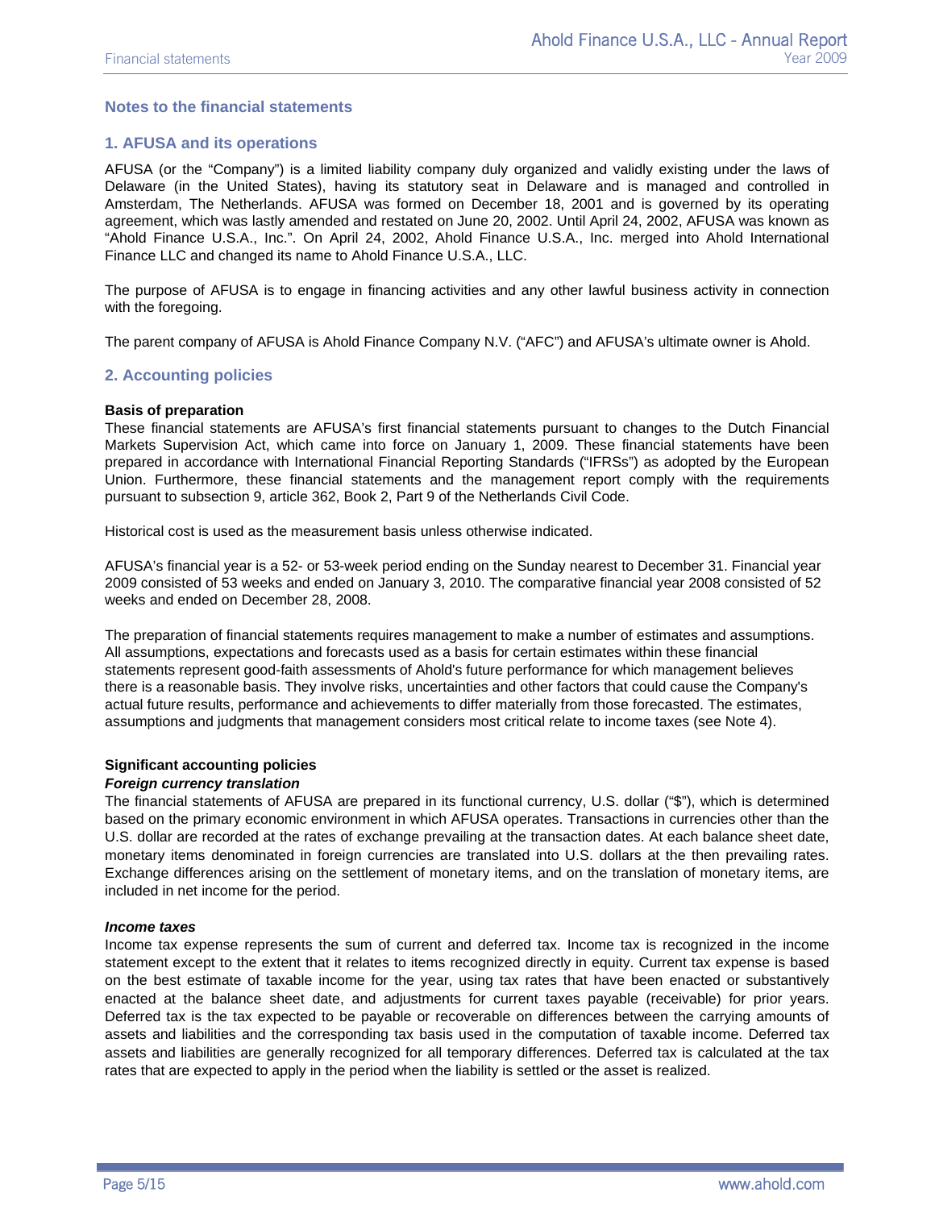## Notes to the financial statements

### 1. AFUSA and its operations

AFUSA (or the "Company") is a limited liability company duly organized and validly existing under the laws of Delaware (in the United States), having its statutory seat in Delaware and is managed and controlled in Amsterdam, The Netherlands. AFUSA was formed on December 18, 2001 and is governed by its operating agreement, which was lastly amended and restated on June 20, 2002. Until April 24, 2002, AFUSA was known as "Ahold Finance U.S.A., Inc.". On April 24, 2002, Ahold Finance U.S.A., Inc. merged into Ahold International Finance LLC and changed its name to Ahold Finance U.S.A., LLC.

The purpose of AFUSA is to engage in financing activities and any other lawful business activity in connection with the foregoing.

The parent company of AFUSA is Ahold Finance Company N.V. ("AFC") and AFUSA's ultimate owner is Ahold.

### 2. Accounting policies

**Basis of preparation**

These financial statements are AFUSA's first financial statements pursuant to changes to the Dutch Financial Markets Supervision Act, which came into force on January 1, 2009. These financial statements have been prepared in accordance with International Financial Reporting Standards ("IFRSs") as adopted by the European Union. Furthermore, these financial statements and the management report comply with the requirements pursuant to subsection 9, article 362, Book 2, Part 9 of the Netherlands Civil Code.

Historical cost is used as the measurement basis unless otherwise indicated.

AFUSA's financial year is a 52- or 53-week period ending on the Sunday nearest to December 31. Financial year 2009 consisted of 53 weeks and ended on January 3, 2010. The comparative financial year 2008 consisted of 52 weeks and ended on December 28, 2008.

The preparation of financial statements requires management to make a number of estimates and assumptions. All assumptions, expectations and forecasts used as a basis for certain estimates within these financial statements represent good-faith assessments of Ahold's future performance for which management believes there is a reasonable basis. They involve risks, uncertainties and other factors that could cause the Company's actual future results, performance and achievements to differ materially from those forecasted. The estimates, assumptions and judgments that management considers most critical relate to income taxes (see Note 4).

**Significant accounting policies**

***Foreign currency translation***

The financial statements of AFUSA are prepared in its functional currency, U.S. dollar ("$"), which is determined based on the primary economic environment in which AFUSA operates. Transactions in currencies other than the U.S. dollar are recorded at the rates of exchange prevailing at the transaction dates. At each balance sheet date, monetary items denominated in foreign currencies are translated into U.S. dollars at the then prevailing rates. Exchange differences arising on the settlement of monetary items, and on the translation of monetary items, are included in net income for the period.

***Income taxes***

Income tax expense represents the sum of current and deferred tax. Income tax is recognized in the income statement except to the extent that it relates to items recognized directly in equity. Current tax expense is based on the best estimate of taxable income for the year, using tax rates that have been enacted or substantively enacted at the balance sheet date, and adjustments for current taxes payable (receivable) for prior years. Deferred tax is the tax expected to be payable or recoverable on differences between the carrying amounts of assets and liabilities and the corresponding tax basis used in the computation of taxable income. Deferred tax assets and liabilities are generally recognized for all temporary differences. Deferred tax is calculated at the tax rates that are expected to apply in the period when the liability is settled or the asset is realized.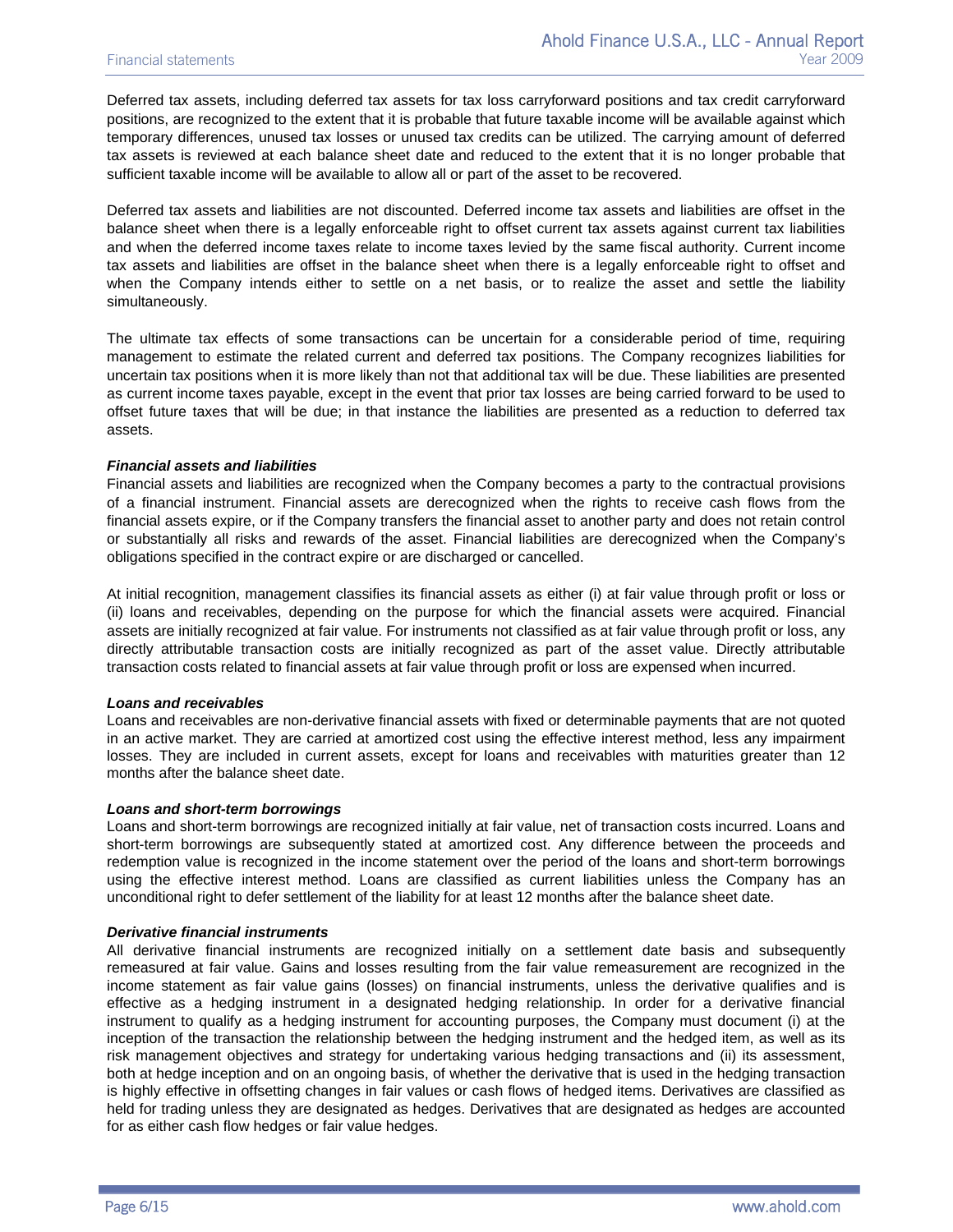Deferred tax assets, including deferred tax assets for tax loss carryforward positions and tax credit carryforward positions, are recognized to the extent that it is probable that future taxable income will be available against which temporary differences, unused tax losses or unused tax credits can be utilized. The carrying amount of deferred tax assets is reviewed at each balance sheet date and reduced to the extent that it is no longer probable that sufficient taxable income will be available to allow all or part of the asset to be recovered.

Deferred tax assets and liabilities are not discounted. Deferred income tax assets and liabilities are offset in the balance sheet when there is a legally enforceable right to offset current tax assets against current tax liabilities and when the deferred income taxes relate to income taxes levied by the same fiscal authority. Current income tax assets and liabilities are offset in the balance sheet when there is a legally enforceable right to offset and when the Company intends either to settle on a net basis, or to realize the asset and settle the liability simultaneously.

The ultimate tax effects of some transactions can be uncertain for a considerable period of time, requiring management to estimate the related current and deferred tax positions. The Company recognizes liabilities for uncertain tax positions when it is more likely than not that additional tax will be due. These liabilities are presented as current income taxes payable, except in the event that prior tax losses are being carried forward to be used to offset future taxes that will be due; in that instance the liabilities are presented as a reduction to deferred tax assets.

***Financial assets and liabilities***

Financial assets and liabilities are recognized when the Company becomes a party to the contractual provisions of a financial instrument. Financial assets are derecognized when the rights to receive cash flows from the financial assets expire, or if the Company transfers the financial asset to another party and does not retain control or substantially all risks and rewards of the asset. Financial liabilities are derecognized when the Company's obligations specified in the contract expire or are discharged or cancelled.

At initial recognition, management classifies its financial assets as either (i) at fair value through profit or loss or (ii) loans and receivables, depending on the purpose for which the financial assets were acquired. Financial assets are initially recognized at fair value. For instruments not classified as at fair value through profit or loss, any directly attributable transaction costs are initially recognized as part of the asset value. Directly attributable transaction costs related to financial assets at fair value through profit or loss are expensed when incurred.

***Loans and receivables***

Loans and receivables are non-derivative financial assets with fixed or determinable payments that are not quoted in an active market. They are carried at amortized cost using the effective interest method, less any impairment losses. They are included in current assets, except for loans and receivables with maturities greater than 12 months after the balance sheet date.

***Loans and short-term borrowings***

Loans and short-term borrowings are recognized initially at fair value, net of transaction costs incurred. Loans and short-term borrowings are subsequently stated at amortized cost. Any difference between the proceeds and redemption value is recognized in the income statement over the period of the loans and short-term borrowings using the effective interest method. Loans are classified as current liabilities unless the Company has an unconditional right to defer settlement of the liability for at least 12 months after the balance sheet date.

***Derivative financial instruments***

All derivative financial instruments are recognized initially on a settlement date basis and subsequently remeasured at fair value. Gains and losses resulting from the fair value remeasurement are recognized in the income statement as fair value gains (losses) on financial instruments, unless the derivative qualifies and is effective as a hedging instrument in a designated hedging relationship. In order for a derivative financial instrument to qualify as a hedging instrument for accounting purposes, the Company must document (i) at the inception of the transaction the relationship between the hedging instrument and the hedged item, as well as its risk management objectives and strategy for undertaking various hedging transactions and (ii) its assessment, both at hedge inception and on an ongoing basis, of whether the derivative that is used in the hedging transaction is highly effective in offsetting changes in fair values or cash flows of hedged items. Derivatives are classified as held for trading unless they are designated as hedges. Derivatives that are designated as hedges are accounted for as either cash flow hedges or fair value hedges.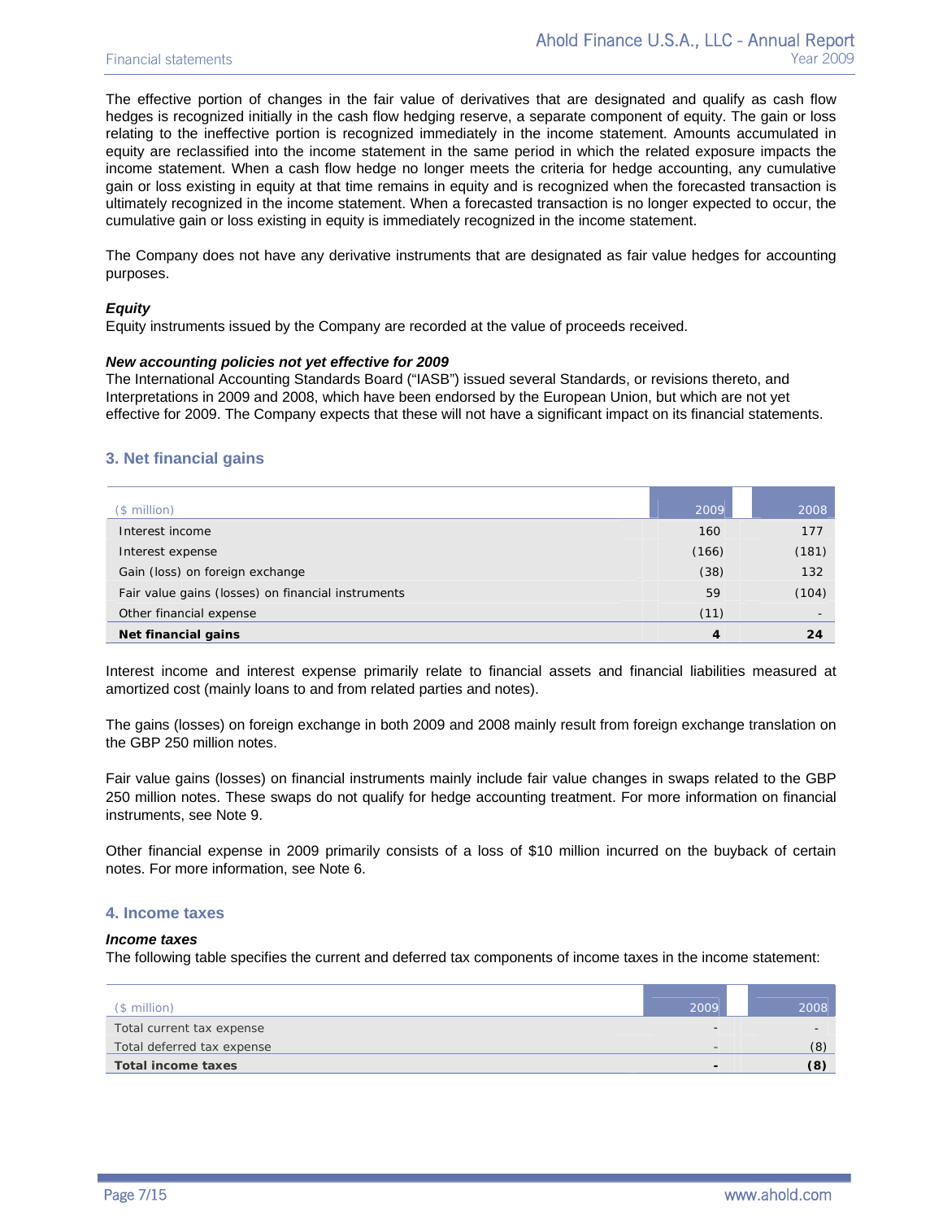The effective portion of changes in the fair value of derivatives that are designated and qualify as cash flow hedges is recognized initially in the cash flow hedging reserve, a separate component of equity. The gain or loss relating to the ineffective portion is recognized immediately in the income statement. Amounts accumulated in equity are reclassified into the income statement in the same period in which the related exposure impacts the income statement. When a cash flow hedge no longer meets the criteria for hedge accounting, any cumulative gain or loss existing in equity at that time remains in equity and is recognized when the forecasted transaction is ultimately recognized in the income statement. When a forecasted transaction is no longer expected to occur, the cumulative gain or loss existing in equity is immediately recognized in the income statement.

The Company does not have any derivative instruments that are designated as fair value hedges for accounting purposes.

***Equity***

Equity instruments issued by the Company are recorded at the value of proceeds received.

***New accounting policies not yet effective for 2009***

The International Accounting Standards Board ("IASB") issued several Standards, or revisions thereto, and Interpretations in 2009 and 2008, which have been endorsed by the European Union, but which are not yet effective for 2009. The Company expects that these will not have a significant impact on its financial statements.

## 3. Net financial gains

| ($ million) | 2009 | 2008 |
|---|---|---|
| Interest income | 160 | 177 |
| Interest expense | (166) | (181) |
| Gain (loss) on foreign exchange | (38) | 132 |
| Fair value gains (losses) on financial instruments | 59 | (104) |
| Other financial expense | (11) | - |
| **Net financial gains** | **4** | **24** |

Interest income and interest expense primarily relate to financial assets and financial liabilities measured at amortized cost (mainly loans to and from related parties and notes).

The gains (losses) on foreign exchange in both 2009 and 2008 mainly result from foreign exchange translation on the GBP 250 million notes.

Fair value gains (losses) on financial instruments mainly include fair value changes in swaps related to the GBP 250 million notes. These swaps do not qualify for hedge accounting treatment. For more information on financial instruments, see Note 9.

Other financial expense in 2009 primarily consists of a loss of $10 million incurred on the buyback of certain notes. For more information, see Note 6.

## 4. Income taxes

***Income taxes***

The following table specifies the current and deferred tax components of income taxes in the income statement:

| ($ million) | 2009 | 2008 |
|---|---|---|
| Total current tax expense | - | - |
| Total deferred tax expense | - | (8) |
| **Total income taxes** | **-** | **(8)** |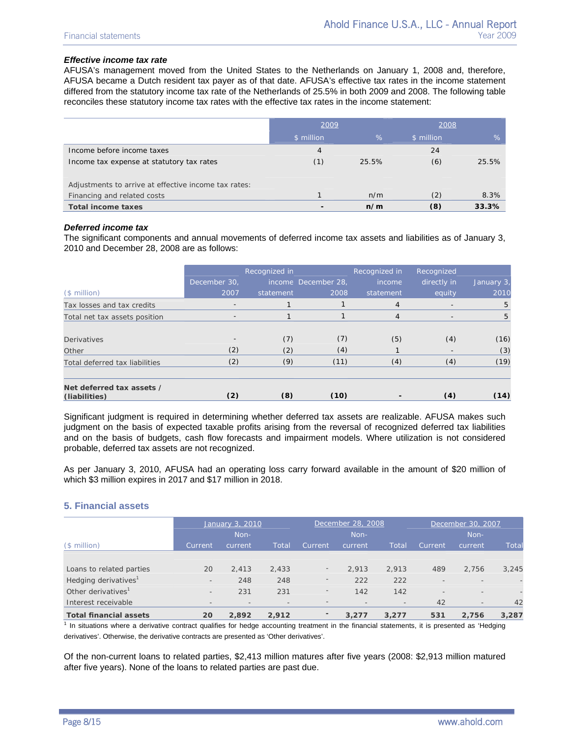***Effective income tax rate***

AFUSA's management moved from the United States to the Netherlands on January 1, 2008 and, therefore, AFUSA became a Dutch resident tax payer as of that date. AFUSA's effective tax rates in the income statement differed from the statutory income tax rate of the Netherlands of 25.5% in both 2009 and 2008. The following table reconciles these statutory income tax rates with the effective tax rates in the income statement:

| | 2009 | | 2008 | |
|---|---|---|---|---|
| | $ million | % | $ million | % |
| Income before income taxes | 4 | | 24 | |
| Income tax expense at statutory tax rates | (1) | 25.5% | (6) | 25.5% |
| Adjustments to arrive at effective income tax rates: | | | | |
| Financing and related costs | 1 | n/m | (2) | 8.3% |
| **Total income taxes** | **-** | **n/m** | **(8)** | **33.3%** |

***Deferred income tax***

The significant components and annual movements of deferred income tax assets and liabilities as of January 3, 2010 and December 28, 2008 are as follows:

| ($ million) | December 30, 2007 | Recognized in income statement | December 28, 2008 | Recognized in income statement | Recognized directly in equity | January 3, 2010 |
|---|---|---|---|---|---|---|
| Tax losses and tax credits | - | 1 | 1 | 4 | - | 5 |
| Total net tax assets position | - | 1 | 1 | 4 | - | 5 |
| Derivatives | - | (7) | (7) | (5) | (4) | (16) |
| Other | (2) | (2) | (4) | 1 | - | (3) |
| Total deferred tax liabilities | (2) | (9) | (11) | (4) | (4) | (19) |
| **Net deferred tax assets / (liabilities)** | **(2)** | **(8)** | **(10)** | **-** | **(4)** | **(14)** |

Significant judgment is required in determining whether deferred tax assets are realizable. AFUSA makes such judgment on the basis of expected taxable profits arising from the reversal of recognized deferred tax liabilities and on the basis of budgets, cash flow forecasts and impairment models. Where utilization is not considered probable, deferred tax assets are not recognized.

As per January 3, 2010, AFUSA had an operating loss carry forward available in the amount of $20 million of which $3 million expires in 2017 and $17 million in 2018.

## 5. Financial assets

| | January 3, 2010 | | | December 28, 2008 | | | December 30, 2007 | | |
|---|---|---|---|---|---|---|---|---|---|
| ($ million) | Current | Non-current | Total | Current | Non-current | Total | Current | Non-current | Total |
| Loans to related parties | 20 | 2,413 | 2,433 | - | 2,913 | 2,913 | 489 | 2,756 | 3,245 |
| Hedging derivatives[1] | - | 248 | 248 | - | 222 | 222 | - | - | - |
| Other derivatives[1] | - | 231 | 231 | - | 142 | 142 | - | - | - |
| Interest receivable | - | - | - | - | - | - | 42 | - | 42 |
| **Total financial assets** | **20** | **2,892** | **2,912** | **-** | **3,277** | **3,277** | **531** | **2,756** | **3,287** |

[1] In situations where a derivative contract qualifies for hedge accounting treatment in the financial statements, it is presented as 'Hedging derivatives'. Otherwise, the derivative contracts are presented as 'Other derivatives'.

Of the non-current loans to related parties, $2,413 million matures after five years (2008: $2,913 million matured after five years). None of the loans to related parties are past due.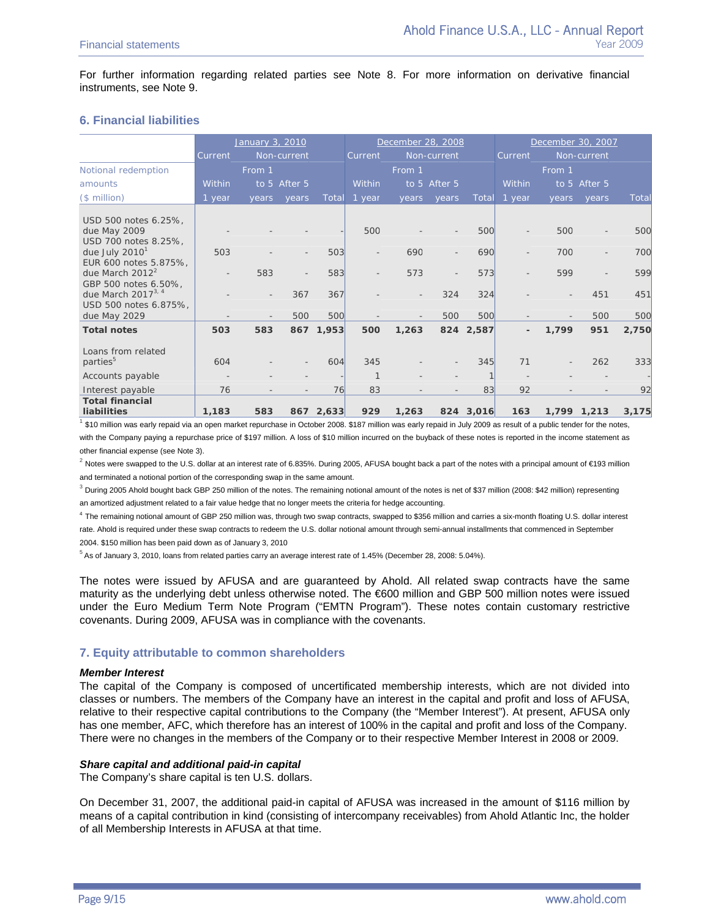For further information regarding related parties see Note 8. For more information on derivative financial instruments, see Note 9.

## 6. Financial liabilities

| | January 3, 2010 | | | | December 28, 2008 | | | | December 30, 2007 | | | |
|---|---|---|---|---|---|---|---|---|---|---|---|---|
| | Current | Non-current | | | Current | Non-current | | | Current | Non-current | | |
| Notional redemption amounts ($ million) | Within 1 year | From 1 to 5 years | After 5 years | Total | Within 1 year | From 1 to 5 years | After 5 years | Total | Within 1 year | From 1 to 5 years | After 5 years | Total |
| USD 500 notes 6.25%, due May 2009 | - | - | - | - | 500 | - | - | 500 | - | 500 | - | 500 |
| USD 700 notes 8.25%, due July 2010[1] | 503 | - | - | 503 | - | 690 | - | 690 | - | 700 | - | 700 |
| EUR 600 notes 5.875%, due March 2012[2] | - | 583 | - | 583 | - | 573 | - | 573 | - | 599 | - | 599 |
| GBP 500 notes 6.50%, due March 2017[3, 4] | - | - | 367 | 367 | - | - | 324 | 324 | - | - | 451 | 451 |
| USD 500 notes 6.875%, due May 2029 | - | - | 500 | 500 | - | - | 500 | 500 | - | - | 500 | 500 |
| **Total notes** | **503** | **583** | **867** | **1,953** | **500** | **1,263** | **824** | **2,587** | **-** | **1,799** | **951** | **2,750** |
| Loans from related parties[5] | 604 | - | - | 604 | 345 | - | - | 345 | 71 | - | 262 | 333 |
| Accounts payable | - | - | - | - | 1 | - | - | 1 | - | - | - | - |
| Interest payable | 76 | - | - | 76 | 83 | - | - | 83 | 92 | - | - | 92 |
| **Total financial liabilities** | **1,183** | **583** | **867** | **2,633** | **929** | **1,263** | **824** | **3,016** | **163** | **1,799** | **1,213** | **3,175** |

[1] $10 million was early repaid via an open market repurchase in October 2008. $187 million was early repaid in July 2009 as result of a public tender for the notes, with the Company paying a repurchase price of $197 million. A loss of $10 million incurred on the buyback of these notes is reported in the income statement as other financial expense (see Note 3).

[2] Notes were swapped to the U.S. dollar at an interest rate of 6.835%. During 2005, AFUSA bought back a part of the notes with a principal amount of €193 million and terminated a notional portion of the corresponding swap in the same amount.

[3] During 2005 Ahold bought back GBP 250 million of the notes. The remaining notional amount of the notes is net of $37 million (2008: $42 million) representing an amortized adjustment related to a fair value hedge that no longer meets the criteria for hedge accounting.

[4] The remaining notional amount of GBP 250 million was, through two swap contracts, swapped to $356 million and carries a six-month floating U.S. dollar interest rate. Ahold is required under these swap contracts to redeem the U.S. dollar notional amount through semi-annual installments that commenced in September 2004. $150 million has been paid down as of January 3, 2010

[5] As of January 3, 2010, loans from related parties carry an average interest rate of 1.45% (December 28, 2008: 5.04%).

The notes were issued by AFUSA and are guaranteed by Ahold. All related swap contracts have the same maturity as the underlying debt unless otherwise noted. The €600 million and GBP 500 million notes were issued under the Euro Medium Term Note Program ("EMTN Program"). These notes contain customary restrictive covenants. During 2009, AFUSA was in compliance with the covenants.

## 7. Equity attributable to common shareholders

***Member Interest***

The capital of the Company is composed of uncertificated membership interests, which are not divided into classes or numbers. The members of the Company have an interest in the capital and profit and loss of AFUSA, relative to their respective capital contributions to the Company (the "Member Interest"). At present, AFUSA only has one member, AFC, which therefore has an interest of 100% in the capital and profit and loss of the Company. There were no changes in the members of the Company or to their respective Member Interest in 2008 or 2009.

***Share capital and additional paid-in capital***

The Company's share capital is ten U.S. dollars.

On December 31, 2007, the additional paid-in capital of AFUSA was increased in the amount of $116 million by means of a capital contribution in kind (consisting of intercompany receivables) from Ahold Atlantic Inc, the holder of all Membership Interests in AFUSA at that time.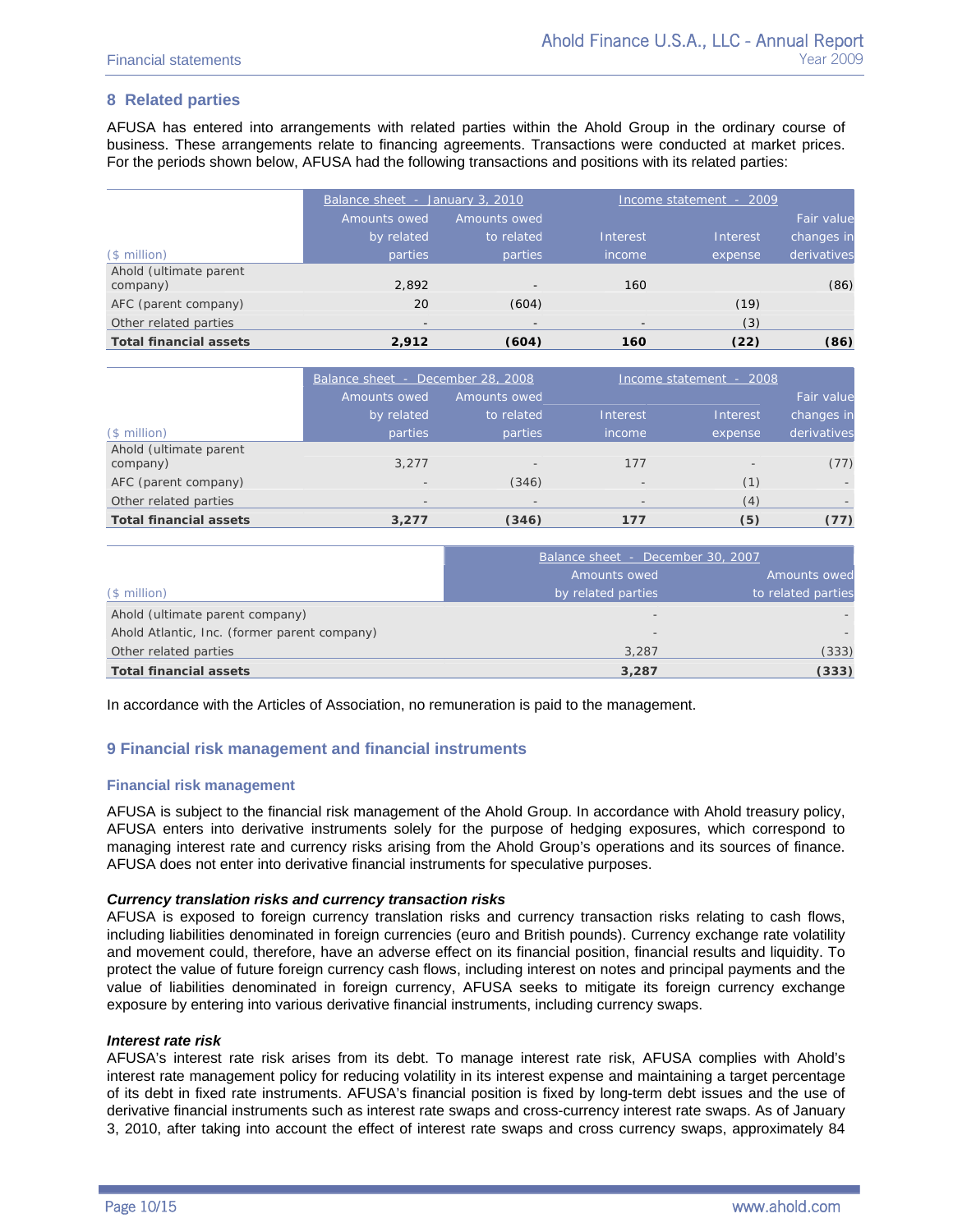## 8 Related parties

AFUSA has entered into arrangements with related parties within the Ahold Group in the ordinary course of business. These arrangements relate to financing agreements. Transactions were conducted at market prices. For the periods shown below, AFUSA had the following transactions and positions with its related parties:

| ($ million) | Balance sheet - January 3, 2010 | | Income statement - 2009 | | |
|---|---|---|---|---|---|
| | Amounts owed by related parties | Amounts owed to related parties | Interest income | Interest expense | Fair value changes in derivatives |
| Ahold (ultimate parent company) | 2,892 | - | 160 | | (86) |
| AFC (parent company) | 20 | (604) | | (19) | |
| Other related parties | - | - | - | (3) | |
| **Total financial assets** | **2,912** | **(604)** | **160** | **(22)** | **(86)** |

| ($ million) | Balance sheet - December 28, 2008 | | Income statement - 2008 | | |
|---|---|---|---|---|---|
| | Amounts owed by related parties | Amounts owed to related parties | Interest income | Interest expense | Fair value changes in derivatives |
| Ahold (ultimate parent company) | 3,277 | - | 177 | - | (77) |
| AFC (parent company) | - | (346) | - | (1) | - |
| Other related parties | - | - | - | (4) | - |
| **Total financial assets** | **3,277** | **(346)** | **177** | **(5)** | **(77)** |

| ($ million) | Balance sheet - December 30, 2007 | |
|---|---|---|
| | Amounts owed by related parties | Amounts owed to related parties |
| Ahold (ultimate parent company) | - | - |
| Ahold Atlantic, Inc. (former parent company) | - | - |
| Other related parties | 3,287 | (333) |
| **Total financial assets** | **3,287** | **(333)** |

In accordance with the Articles of Association, no remuneration is paid to the management.

## 9 Financial risk management and financial instruments

### Financial risk management

AFUSA is subject to the financial risk management of the Ahold Group. In accordance with Ahold treasury policy, AFUSA enters into derivative instruments solely for the purpose of hedging exposures, which correspond to managing interest rate and currency risks arising from the Ahold Group's operations and its sources of finance. AFUSA does not enter into derivative financial instruments for speculative purposes.

***Currency translation risks and currency transaction risks***

AFUSA is exposed to foreign currency translation risks and currency transaction risks relating to cash flows, including liabilities denominated in foreign currencies (euro and British pounds). Currency exchange rate volatility and movement could, therefore, have an adverse effect on its financial position, financial results and liquidity. To protect the value of future foreign currency cash flows, including interest on notes and principal payments and the value of liabilities denominated in foreign currency, AFUSA seeks to mitigate its foreign currency exchange exposure by entering into various derivative financial instruments, including currency swaps.

***Interest rate risk***

AFUSA's interest rate risk arises from its debt. To manage interest rate risk, AFUSA complies with Ahold's interest rate management policy for reducing volatility in its interest expense and maintaining a target percentage of its debt in fixed rate instruments. AFUSA's financial position is fixed by long-term debt issues and the use of derivative financial instruments such as interest rate swaps and cross-currency interest rate swaps. As of January 3, 2010, after taking into account the effect of interest rate swaps and cross currency swaps, approximately 84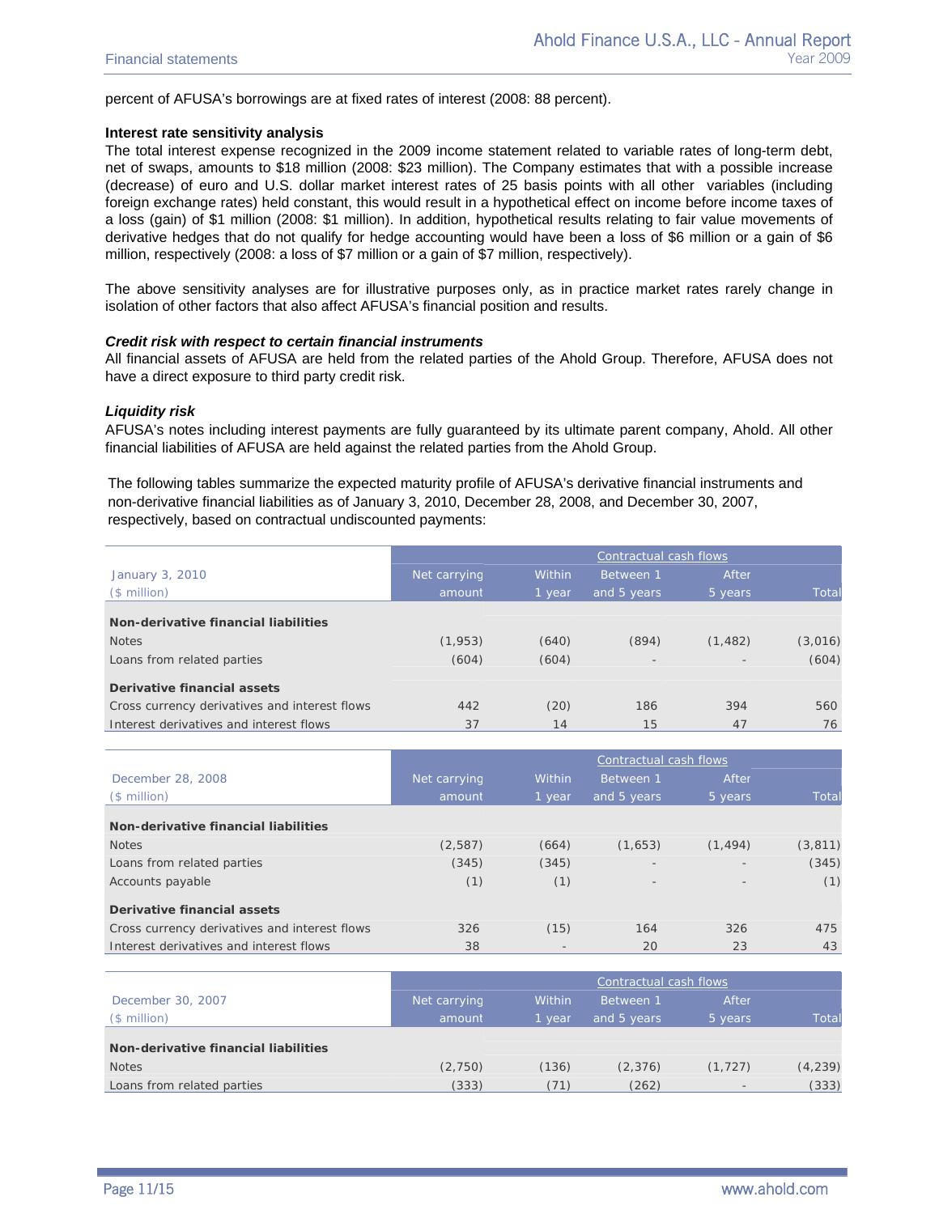percent of AFUSA's borrowings are at fixed rates of interest (2008: 88 percent).

**Interest rate sensitivity analysis**

The total interest expense recognized in the 2009 income statement related to variable rates of long-term debt, net of swaps, amounts to $18 million (2008: $23 million). The Company estimates that with a possible increase (decrease) of euro and U.S. dollar market interest rates of 25 basis points with all other variables (including foreign exchange rates) held constant, this would result in a hypothetical effect on income before income taxes of a loss (gain) of $1 million (2008: $1 million). In addition, hypothetical results relating to fair value movements of derivative hedges that do not qualify for hedge accounting would have been a loss of $6 million or a gain of $6 million, respectively (2008: a loss of $7 million or a gain of $7 million, respectively).

The above sensitivity analyses are for illustrative purposes only, as in practice market rates rarely change in isolation of other factors that also affect AFUSA's financial position and results.

***Credit risk with respect to certain financial instruments***

All financial assets of AFUSA are held from the related parties of the Ahold Group. Therefore, AFUSA does not have a direct exposure to third party credit risk.

***Liquidity risk***

AFUSA's notes including interest payments are fully guaranteed by its ultimate parent company, Ahold. All other financial liabilities of AFUSA are held against the related parties from the Ahold Group.

The following tables summarize the expected maturity profile of AFUSA's derivative financial instruments and non-derivative financial liabilities as of January 3, 2010, December 28, 2008, and December 30, 2007, respectively, based on contractual undiscounted payments:

| | | Contractual cash flows | | | |
|---|---|---|---|---|---|
| January 3, 2010<br>($ million) | Net carrying amount | Within 1 year | Between 1 and 5 years | After 5 years | Total |
| **Non-derivative financial liabilities** | | | | | |
| Notes | (1,953) | (640) | (894) | (1,482) | (3,016) |
| Loans from related parties | (604) | (604) | - | - | (604) |
| **Derivative financial assets** | | | | | |
| Cross currency derivatives and interest flows | 442 | (20) | 186 | 394 | 560 |
| Interest derivatives and interest flows | 37 | 14 | 15 | 47 | 76 |

| | | Contractual cash flows | | | |
|---|---|---|---|---|---|
| December 28, 2008<br>($ million) | Net carrying amount | Within 1 year | Between 1 and 5 years | After 5 years | Total |
| **Non-derivative financial liabilities** | | | | | |
| Notes | (2,587) | (664) | (1,653) | (1,494) | (3,811) |
| Loans from related parties | (345) | (345) | - | - | (345) |
| Accounts payable | (1) | (1) | - | - | (1) |
| **Derivative financial assets** | | | | | |
| Cross currency derivatives and interest flows | 326 | (15) | 164 | 326 | 475 |
| Interest derivatives and interest flows | 38 | - | 20 | 23 | 43 |

| | | Contractual cash flows | | | |
|---|---|---|---|---|---|
| December 30, 2007<br>($ million) | Net carrying amount | Within 1 year | Between 1 and 5 years | After 5 years | Total |
| **Non-derivative financial liabilities** | | | | | |
| Notes | (2,750) | (136) | (2,376) | (1,727) | (4,239) |
| Loans from related parties | (333) | (71) | (262) | - | (333) |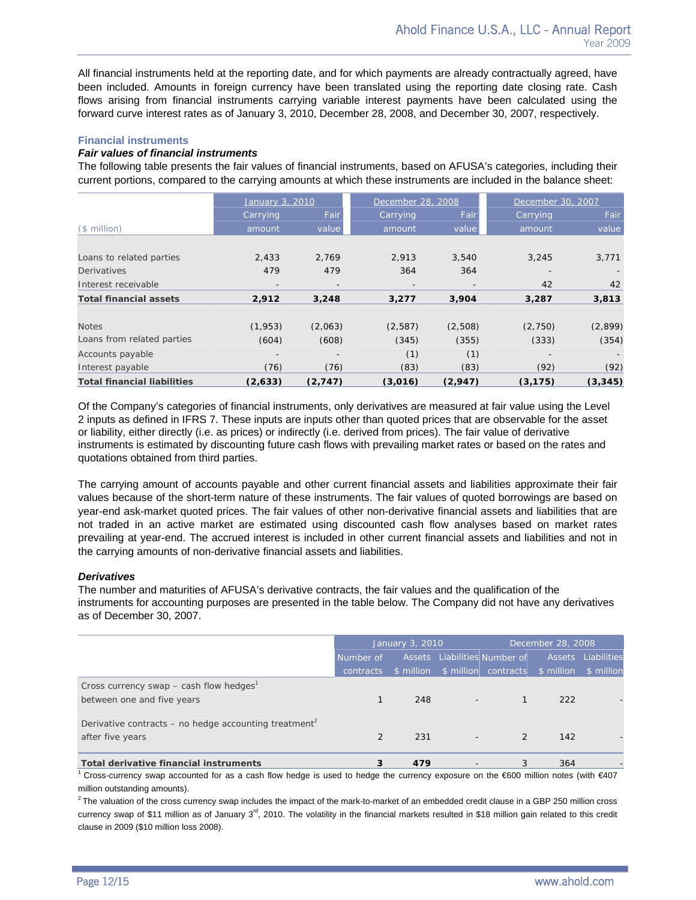All financial instruments held at the reporting date, and for which payments are already contractually agreed, have been included. Amounts in foreign currency have been translated using the reporting date closing rate. Cash flows arising from financial instruments carrying variable interest payments have been calculated using the forward curve interest rates as of January 3, 2010, December 28, 2008, and December 30, 2007, respectively.

### Financial instruments

***Fair values of financial instruments***

The following table presents the fair values of financial instruments, based on AFUSA's categories, including their current portions, compared to the carrying amounts at which these instruments are included in the balance sheet:

| ($ million) | January 3, 2010 | | December 28, 2008 | | December 30, 2007 | |
|---|---|---|---|---|---|---|
| | Carrying amount | Fair value | Carrying amount | Fair value | Carrying amount | Fair value |
| Loans to related parties | 2,433 | 2,769 | 2,913 | 3,540 | 3,245 | 3,771 |
| Derivatives | 479 | 479 | 364 | 364 | - | - |
| Interest receivable | - | - | - | - | 42 | 42 |
| **Total financial assets** | **2,912** | **3,248** | **3,277** | **3,904** | **3,287** | **3,813** |
| Notes | (1,953) | (2,063) | (2,587) | (2,508) | (2,750) | (2,899) |
| Loans from related parties | (604) | (608) | (345) | (355) | (333) | (354) |
| Accounts payable | - | - | (1) | (1) | - | - |
| Interest payable | (76) | (76) | (83) | (83) | (92) | (92) |
| **Total financial liabilities** | **(2,633)** | **(2,747)** | **(3,016)** | **(2,947)** | **(3,175)** | **(3,345)** |

Of the Company's categories of financial instruments, only derivatives are measured at fair value using the Level 2 inputs as defined in IFRS 7. These inputs are inputs other than quoted prices that are observable for the asset or liability, either directly (i.e. as prices) or indirectly (i.e. derived from prices). The fair value of derivative instruments is estimated by discounting future cash flows with prevailing market rates or based on the rates and quotations obtained from third parties.

The carrying amount of accounts payable and other current financial assets and liabilities approximate their fair values because of the short-term nature of these instruments. The fair values of quoted borrowings are based on year-end ask-market quoted prices. The fair values of other non-derivative financial assets and liabilities that are not traded in an active market are estimated using discounted cash flow analyses based on market rates prevailing at year-end. The accrued interest is included in other current financial assets and liabilities and not in the carrying amounts of non-derivative financial assets and liabilities.

***Derivatives***

The number and maturities of AFUSA's derivative contracts, the fair values and the qualification of the instruments for accounting purposes are presented in the table below. The Company did not have any derivatives as of December 30, 2007.

| | January 3, 2010 | | | December 28, 2008 | | |
|---|---|---|---|---|---|---|
| | Number of contracts | Assets $ million | Liabilities $ million | Number of contracts | Assets $ million | Liabilities $ million |
| Cross currency swap – cash flow hedges[1] | | | | | | |
| between one and five years | 1 | 248 | - | 1 | 222 | - |
| Derivative contracts – no hedge accounting treatment[2] | | | | | | |
| after five years | 2 | 231 | - | 2 | 142 | - |
| **Total derivative financial instruments** | **3** | **479** | - | 3 | 364 | - |

[1] Cross-currency swap accounted for as a cash flow hedge is used to hedge the currency exposure on the €600 million notes (with €407 million outstanding amounts).

[2] The valuation of the cross currency swap includes the impact of the mark-to-market of an embedded credit clause in a GBP 250 million cross currency swap of $11 million as of January 3rd, 2010. The volatility in the financial markets resulted in $18 million gain related to this credit clause in 2009 ($10 million loss 2008).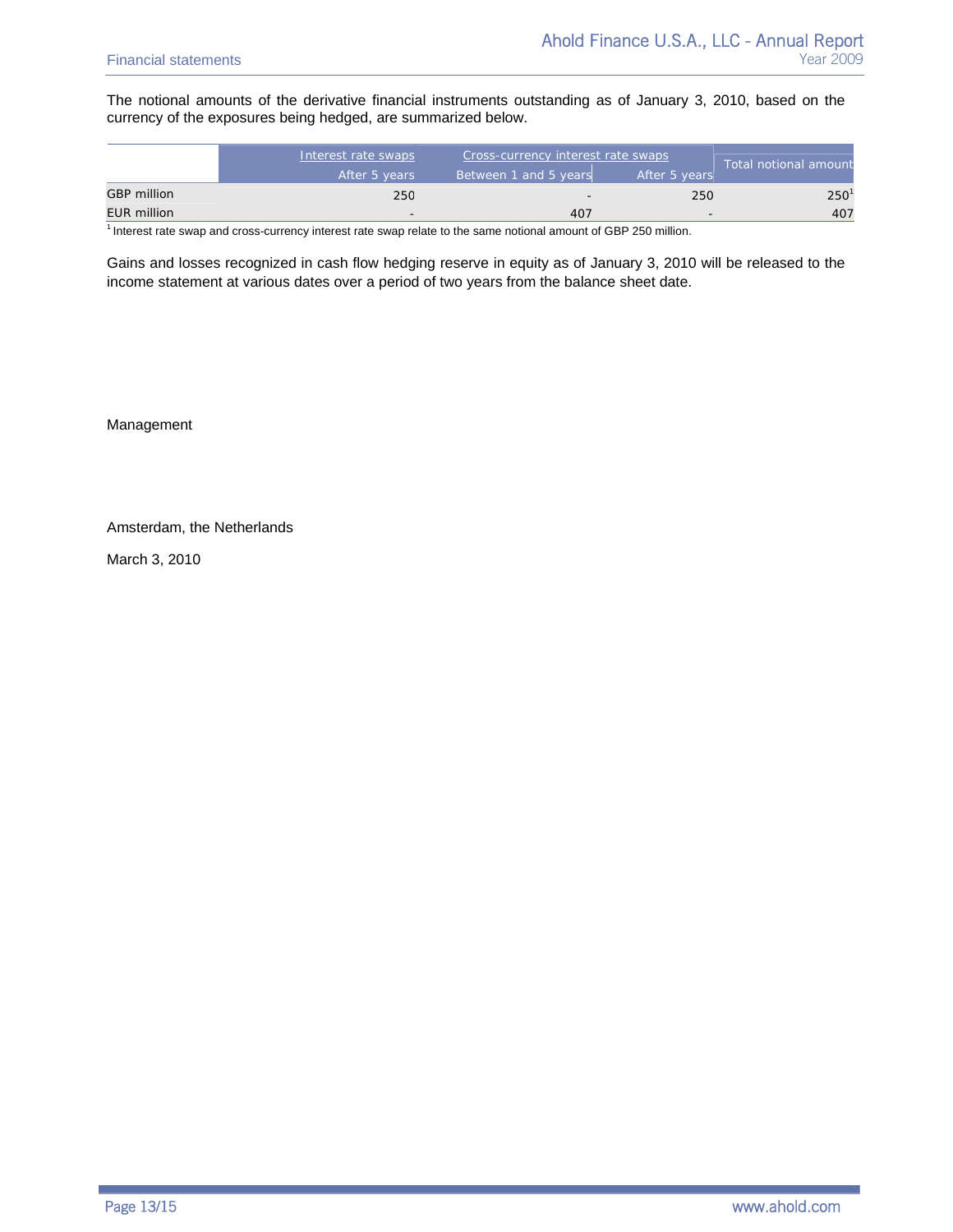The notional amounts of the derivative financial instruments outstanding as of January 3, 2010, based on the currency of the exposures being hedged, are summarized below.

| | Interest rate swaps | Cross-currency interest rate swaps | | Total notional amount |
|---|---|---|---|---|
| | After 5 years | Between 1 and 5 years | After 5 years | |
| GBP million | 250 | - | 250 | 250[1] |
| EUR million | - | 407 | - | 407 |

[1] Interest rate swap and cross-currency interest rate swap relate to the same notional amount of GBP 250 million.

Gains and losses recognized in cash flow hedging reserve in equity as of January 3, 2010 will be released to the income statement at various dates over a period of two years from the balance sheet date.

Management

Amsterdam, the Netherlands

March 3, 2010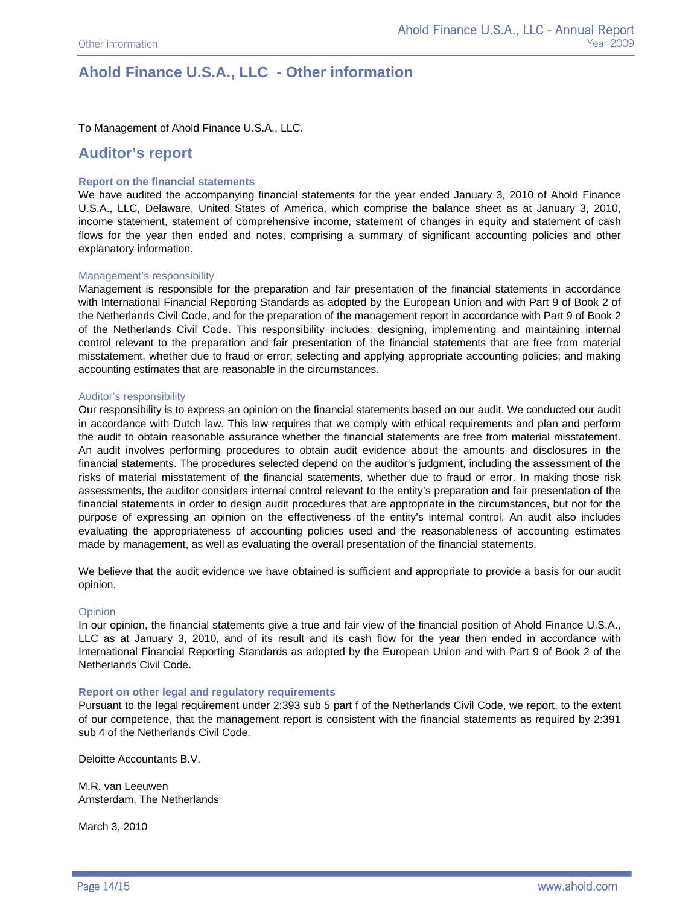# Ahold Finance U.S.A., LLC - Other information

To Management of Ahold Finance U.S.A., LLC.

## Auditor's report

### Report on the financial statements

We have audited the accompanying financial statements for the year ended January 3, 2010 of Ahold Finance U.S.A., LLC, Delaware, United States of America, which comprise the balance sheet as at January 3, 2010, income statement, statement of comprehensive income, statement of changes in equity and statement of cash flows for the year then ended and notes, comprising a summary of significant accounting policies and other explanatory information.

#### Management's responsibility

Management is responsible for the preparation and fair presentation of the financial statements in accordance with International Financial Reporting Standards as adopted by the European Union and with Part 9 of Book 2 of the Netherlands Civil Code, and for the preparation of the management report in accordance with Part 9 of Book 2 of the Netherlands Civil Code. This responsibility includes: designing, implementing and maintaining internal control relevant to the preparation and fair presentation of the financial statements that are free from material misstatement, whether due to fraud or error; selecting and applying appropriate accounting policies; and making accounting estimates that are reasonable in the circumstances.

#### Auditor's responsibility

Our responsibility is to express an opinion on the financial statements based on our audit. We conducted our audit in accordance with Dutch law. This law requires that we comply with ethical requirements and plan and perform the audit to obtain reasonable assurance whether the financial statements are free from material misstatement. An audit involves performing procedures to obtain audit evidence about the amounts and disclosures in the financial statements. The procedures selected depend on the auditor's judgment, including the assessment of the risks of material misstatement of the financial statements, whether due to fraud or error. In making those risk assessments, the auditor considers internal control relevant to the entity's preparation and fair presentation of the financial statements in order to design audit procedures that are appropriate in the circumstances, but not for the purpose of expressing an opinion on the effectiveness of the entity's internal control. An audit also includes evaluating the appropriateness of accounting policies used and the reasonableness of accounting estimates made by management, as well as evaluating the overall presentation of the financial statements.

We believe that the audit evidence we have obtained is sufficient and appropriate to provide a basis for our audit opinion.

#### Opinion

In our opinion, the financial statements give a true and fair view of the financial position of Ahold Finance U.S.A., LLC as at January 3, 2010, and of its result and its cash flow for the year then ended in accordance with International Financial Reporting Standards as adopted by the European Union and with Part 9 of Book 2 of the Netherlands Civil Code.

### Report on other legal and regulatory requirements

Pursuant to the legal requirement under 2:393 sub 5 part f of the Netherlands Civil Code, we report, to the extent of our competence, that the management report is consistent with the financial statements as required by 2:391 sub 4 of the Netherlands Civil Code.

Deloitte Accountants B.V.

M.R. van Leeuwen
Amsterdam, The Netherlands

March 3, 2010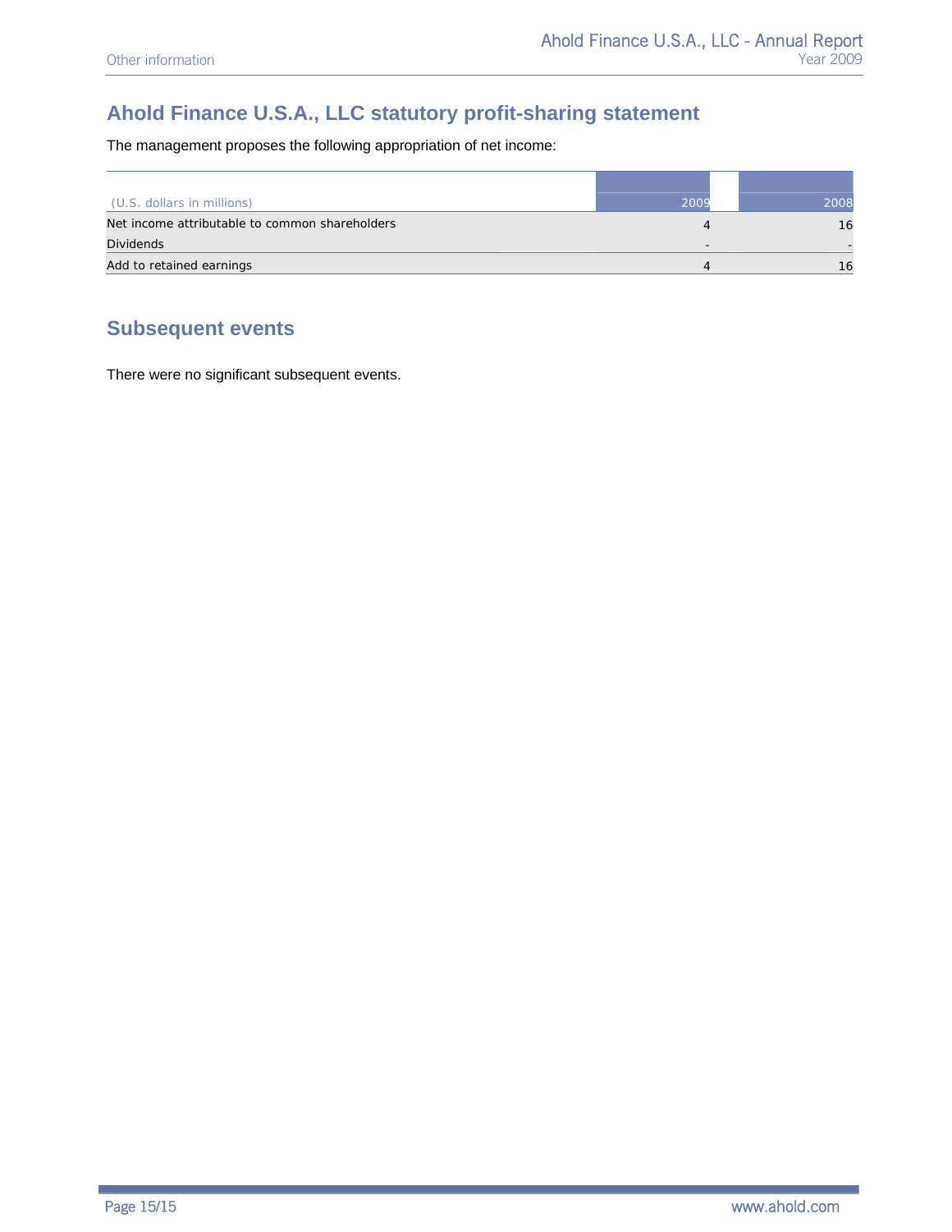## Ahold Finance U.S.A., LLC statutory profit-sharing statement

The management proposes the following appropriation of net income:

| (U.S. dollars in millions) | 2009 | 2008 |
|---|---|---|
| Net income attributable to common shareholders | 4 | 16 |
| Dividends | - | - |
| Add to retained earnings | 4 | 16 |

## Subsequent events

There were no significant subsequent events.